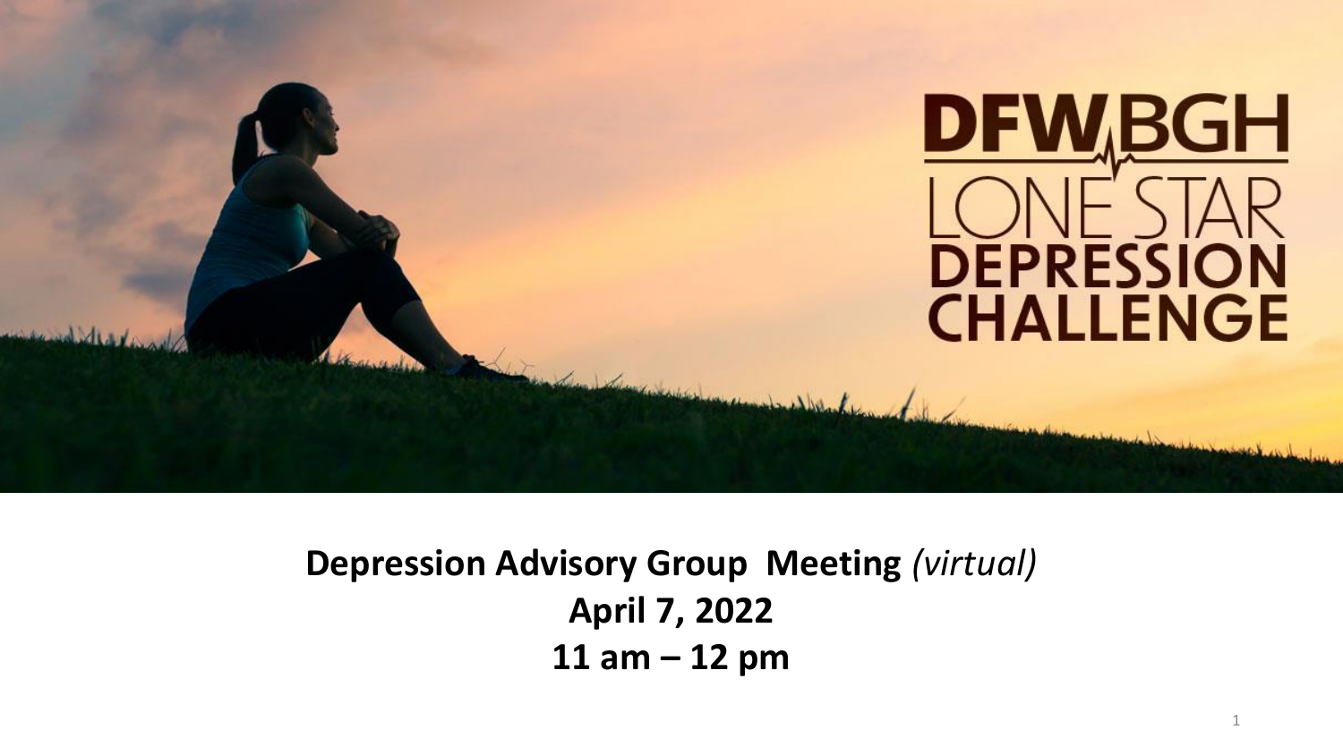# DFW BGH LONE STAR DEPRESSION CHALLENGE

**Depression Advisory Group Meeting** *(virtual)*
**April 7, 2022**
**11 am – 12 pm**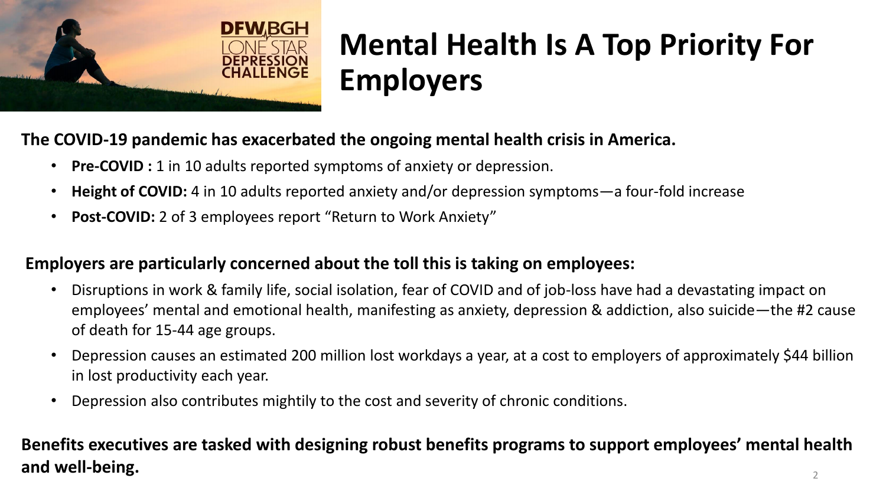DFWBGH LONE STAR DEPRESSION CHALLENGE

# Mental Health Is A Top Priority For Employers

**The COVID-19 pandemic has exacerbated the ongoing mental health crisis in America.**

- **Pre-COVID :** 1 in 10 adults reported symptoms of anxiety or depression.
- **Height of COVID:** 4 in 10 adults reported anxiety and/or depression symptoms—a four-fold increase
- **Post-COVID:** 2 of 3 employees report "Return to Work Anxiety"

**Employers are particularly concerned about the toll this is taking on employees:**

- Disruptions in work & family life, social isolation, fear of COVID and of job-loss have had a devastating impact on employees' mental and emotional health, manifesting as anxiety, depression & addiction, also suicide—the #2 cause of death for 15-44 age groups.
- Depression causes an estimated 200 million lost workdays a year, at a cost to employers of approximately $44 billion in lost productivity each year.
- Depression also contributes mightily to the cost and severity of chronic conditions.

**Benefits executives are tasked with designing robust benefits programs to support employees' mental health and well-being.**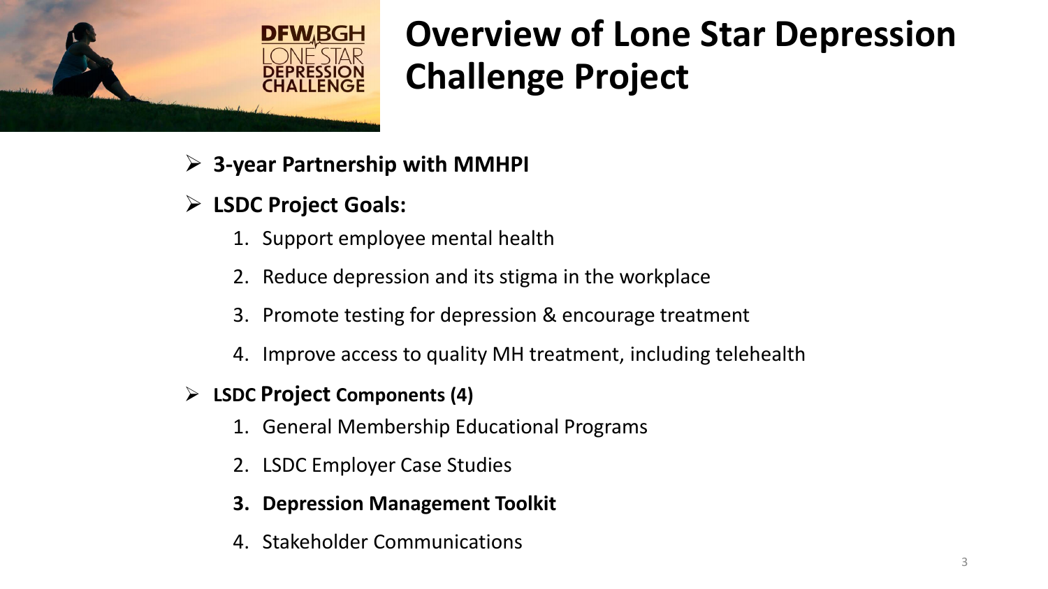DFW BGH
LONE STAR
DEPRESSION
CHALLENGE

# Overview of Lone Star Depression Challenge Project

- **3-year Partnership with MMHPI**
- **LSDC Project Goals:**
  1. Support employee mental health
  2. Reduce depression and its stigma in the workplace
  3. Promote testing for depression & encourage treatment
  4. Improve access to quality MH treatment, including telehealth
- **LSDC Project Components (4)**
  1. General Membership Educational Programs
  2. LSDC Employer Case Studies
  3. **Depression Management Toolkit**
  4. Stakeholder Communications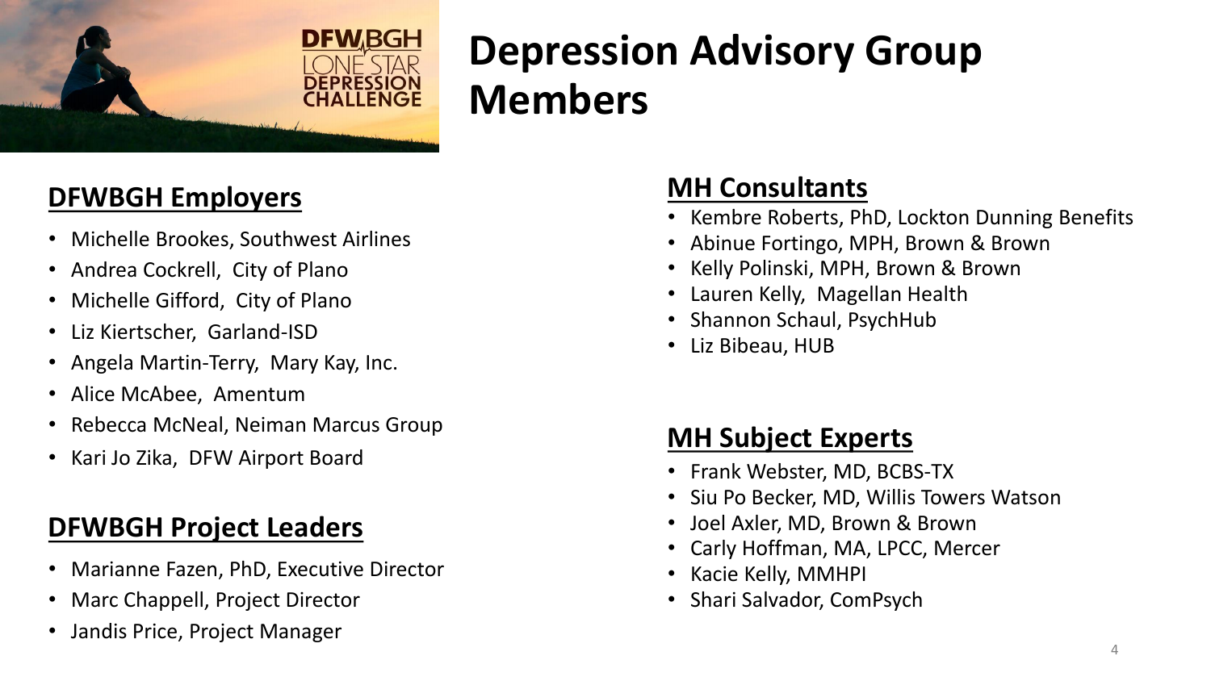# Depression Advisory Group Members

## DFWBGH Employers

- Michelle Brookes, Southwest Airlines
- Andrea Cockrell, City of Plano
- Michelle Gifford, City of Plano
- Liz Kiertscher, Garland-ISD
- Angela Martin-Terry, Mary Kay, Inc.
- Alice McAbee, Amentum
- Rebecca McNeal, Neiman Marcus Group
- Kari Jo Zika, DFW Airport Board

## DFWBGH Project Leaders

- Marianne Fazen, PhD, Executive Director
- Marc Chappell, Project Director
- Jandis Price, Project Manager

## MH Consultants

- Kembre Roberts, PhD, Lockton Dunning Benefits
- Abinue Fortingo, MPH, Brown & Brown
- Kelly Polinski, MPH, Brown & Brown
- Lauren Kelly, Magellan Health
- Shannon Schaul, PsychHub
- Liz Bibeau, HUB

## MH Subject Experts

- Frank Webster, MD, BCBS-TX
- Siu Po Becker, MD, Willis Towers Watson
- Joel Axler, MD, Brown & Brown
- Carly Hoffman, MA, LPCC, Mercer
- Kacie Kelly, MMHPI
- Shari Salvador, ComPsych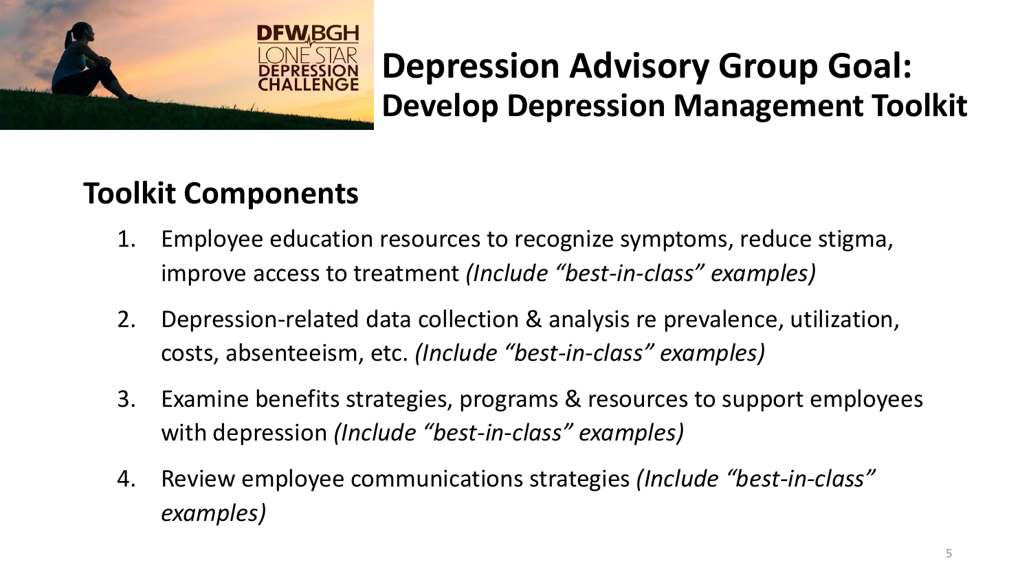DFWBGH LONE STAR DEPRESSION CHALLENGE

# Depression Advisory Group Goal: Develop Depression Management Toolkit

## Toolkit Components

1. Employee education resources to recognize symptoms, reduce stigma, improve access to treatment *(Include "best-in-class" examples)*
2. Depression-related data collection & analysis re prevalence, utilization, costs, absenteeism, etc. *(Include "best-in-class" examples)*
3. Examine benefits strategies, programs & resources to support employees with depression *(Include "best-in-class" examples)*
4. Review employee communications strategies *(Include "best-in-class" examples)*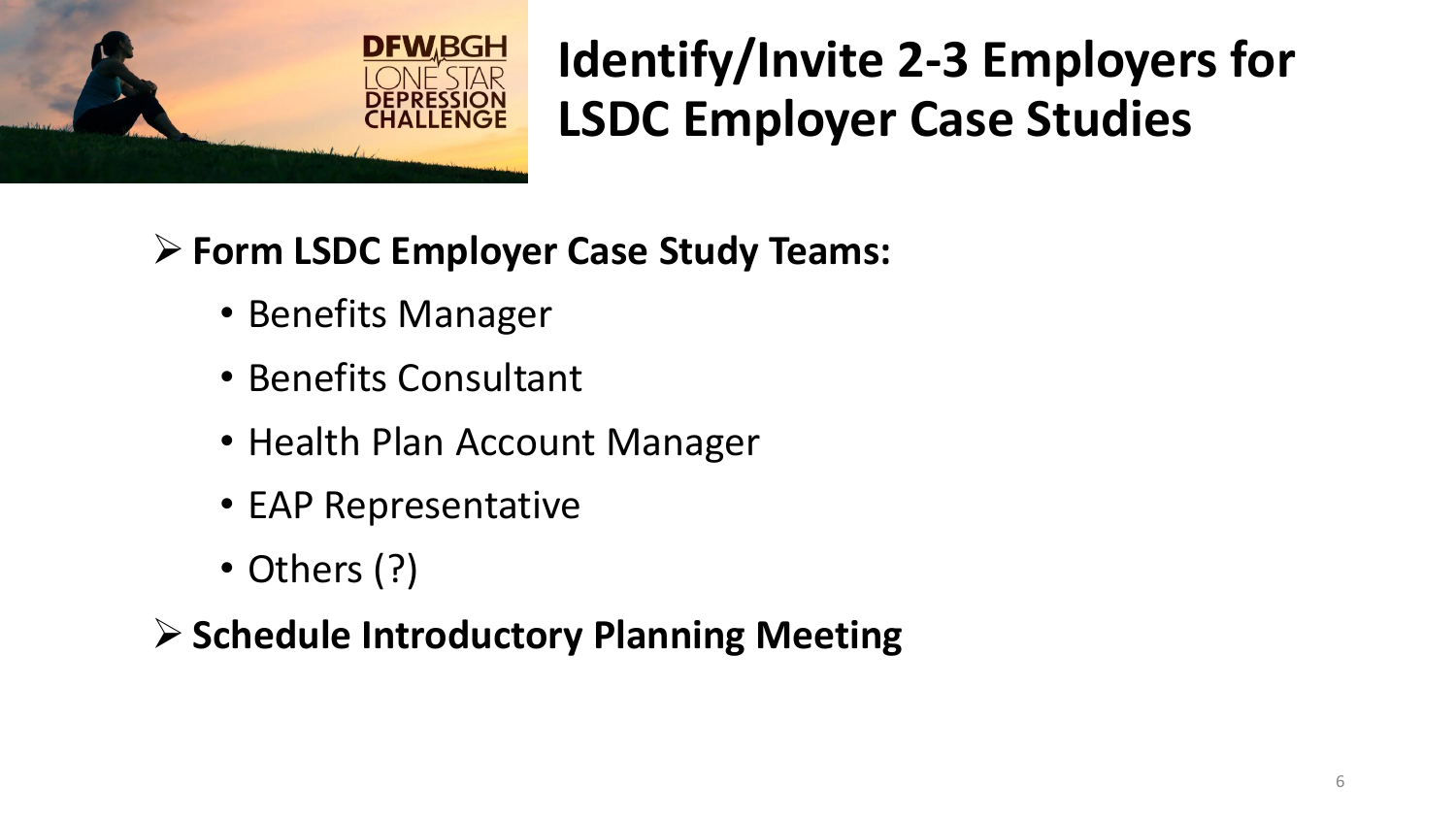# Identify/Invite 2-3 Employers for LSDC Employer Case Studies

- **Form LSDC Employer Case Study Teams:**
  - Benefits Manager
  - Benefits Consultant
  - Health Plan Account Manager
  - EAP Representative
  - Others (?)
- **Schedule Introductory Planning Meeting**